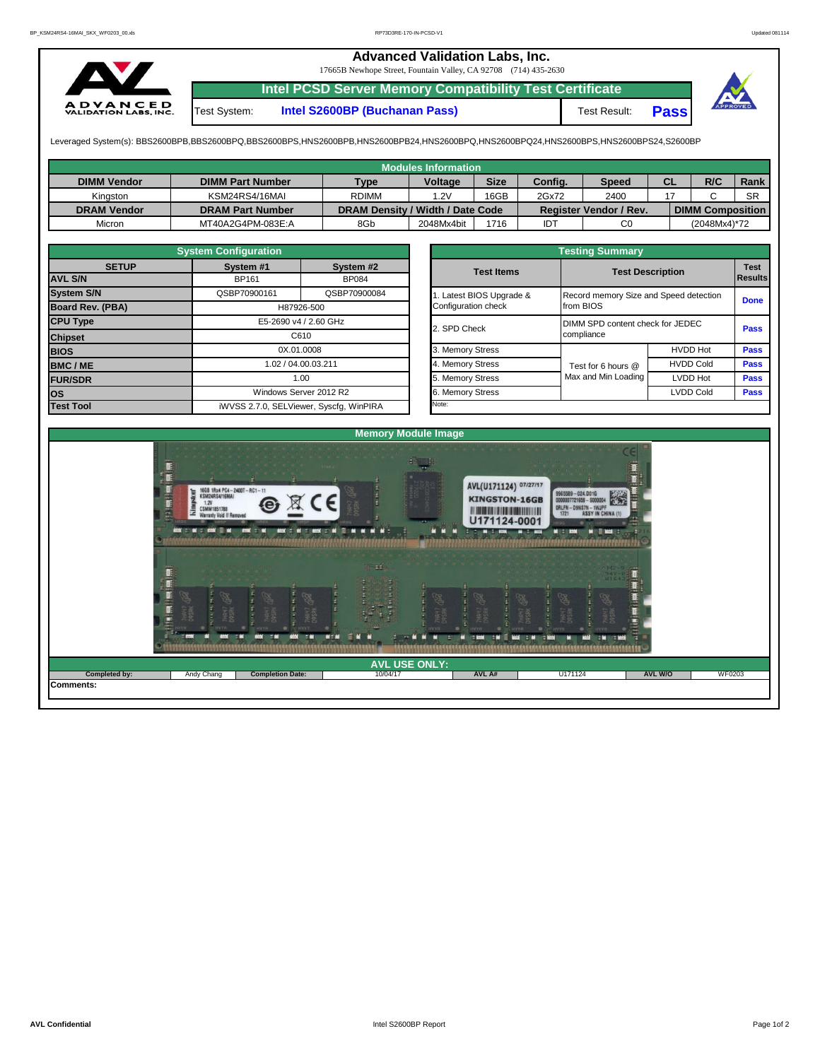# Advanced Validation Labs, Inc.

17665B Newhope Street, Fountain Valley, CA 92708 (714) 435-2630

## Intel PCSD Server Memory Compatibility Test Certificate

Test System: **Intel S2600BP (Buchanan Pass)** Test Result: **Pass**

Leveraged System(s): BBS2600BPB,BBS2600BPQ,BBS2600BPS,HNS2600BPB,HNS2600BPB24,HNS2600BPQ,HNS2600BPQ24,HNS2600BPS,HNS2600BPS24,S2600BP

### Modules Information

| DIMM Vendor | DIMM Part Number | Type | Voltage | Size | Config. | Speed | CL | R/C | Rank |
|---|---|---|---|---|---|---|---|---|---|
| Kingston | KSM24RS4/16MAI | RDIMM | 1.2V | 16GB | 2Gx72 | 2400 | 17 | C | SR |
| **DRAM Vendor** | **DRAM Part Number** | **DRAM Density / Width / Date Code** | | | **Register Vendor / Rev.** | | **DIMM Composition** | | |
| Micron | MT40A2G4PM-083E:A | 8Gb | 2048Mx4bit | 1716 | IDT | C0 | (2048Mx4)*72 | | |

### System Configuration

| SETUP | System #1 | System #2 |
|---|---|---|
| AVL S/N | BP161 | BP084 |
| System S/N | QSBP70900161 | QSBP70900084 |
| Board Rev. (PBA) | H87926-500 | |
| CPU Type | E5-2690 v4 / 2.60 GHz | |
| Chipset | C610 | |
| BIOS | 0X.01.0008 | |
| BMC / ME | 1.02 / 04.00.03.211 | |
| FUR/SDR | 1.00 | |
| OS | Windows Server 2012 R2 | |
| Test Tool | iWVSS 2.7.0, SELViewer, Syscfg, WinPIRA | |

### Testing Summary

| Test Items | Test Description | | Test Results |
|---|---|---|---|
| 1. Latest BIOS Upgrade & Configuration check | Record memory Size and Speed detection from BIOS | | Done |
| 2. SPD Check | DIMM SPD content check for JEDEC compliance | | Pass |
| 3. Memory Stress | Test for 6 hours @ Max and Min Loading | HVDD Hot | Pass |
| 4. Memory Stress | | HVDD Cold | Pass |
| 5. Memory Stress | | LVDD Hot | Pass |
| 6. Memory Stress | | LVDD Cold | Pass |
| Note: | | | |

### Memory Module Image

### AVL USE ONLY:

| Completed by: | Andy Chang | Completion Date: | 10/04/17 | AVL A# | U171124 | AVL W/O | WF0203 |
|---|---|---|---|---|---|---|---|

**Comments:**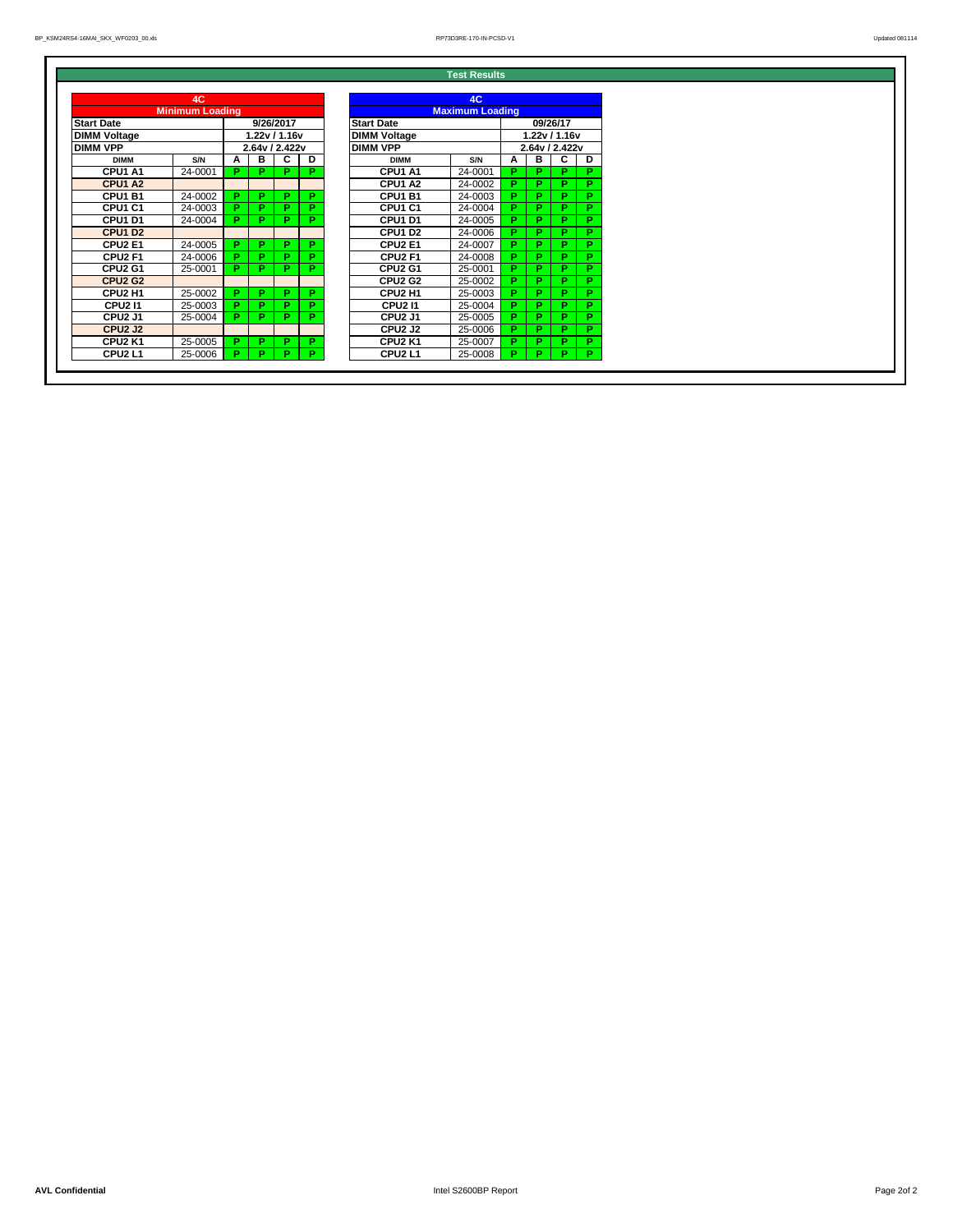## Test Results

| 4C Minimum Loading | | | | | |
|---|---|---|---|---|---|
| Start Date | | 9/26/2017 | | | |
| DIMM Voltage | | 1.22v / 1.16v | | | |
| DIMM VPP | | 2.64v / 2.422v | | | |
| DIMM | S/N | A | B | C | D |
| CPU1 A1 | 24-0001 | P | P | P | P |
| CPU1 A2 | | | | | |
| CPU1 B1 | 24-0002 | P | P | P | P |
| CPU1 C1 | 24-0003 | P | P | P | P |
| CPU1 D1 | 24-0004 | P | P | P | P |
| CPU1 D2 | | | | | |
| CPU2 E1 | 24-0005 | P | P | P | P |
| CPU2 F1 | 24-0006 | P | P | P | P |
| CPU2 G1 | 25-0001 | P | P | P | P |
| CPU2 G2 | | | | | |
| CPU2 H1 | 25-0002 | P | P | P | P |
| CPU2 I1 | 25-0003 | P | P | P | P |
| CPU2 J1 | 25-0004 | P | P | P | P |
| CPU2 J2 | | | | | |
| CPU2 K1 | 25-0005 | P | P | P | P |
| CPU2 L1 | 25-0006 | P | P | P | P |

| 4C Maximum Loading | | | | | |
|---|---|---|---|---|---|
| Start Date | | 09/26/17 | | | |
| DIMM Voltage | | 1.22v / 1.16v | | | |
| DIMM VPP | | 2.64v / 2.422v | | | |
| DIMM | S/N | A | B | C | D |
| CPU1 A1 | 24-0001 | P | P | P | P |
| CPU1 A2 | 24-0002 | P | P | P | P |
| CPU1 B1 | 24-0003 | P | P | P | P |
| CPU1 C1 | 24-0004 | P | P | P | P |
| CPU1 D1 | 24-0005 | P | P | P | P |
| CPU1 D2 | 24-0006 | P | P | P | P |
| CPU2 E1 | 24-0007 | P | P | P | P |
| CPU2 F1 | 24-0008 | P | P | P | P |
| CPU2 G1 | 25-0001 | P | P | P | P |
| CPU2 G2 | 25-0002 | P | P | P | P |
| CPU2 H1 | 25-0003 | P | P | P | P |
| CPU2 I1 | 25-0004 | P | P | P | P |
| CPU2 J1 | 25-0005 | P | P | P | P |
| CPU2 J2 | 25-0006 | P | P | P | P |
| CPU2 K1 | 25-0007 | P | P | P | P |
| CPU2 L1 | 25-0008 | P | P | P | P |